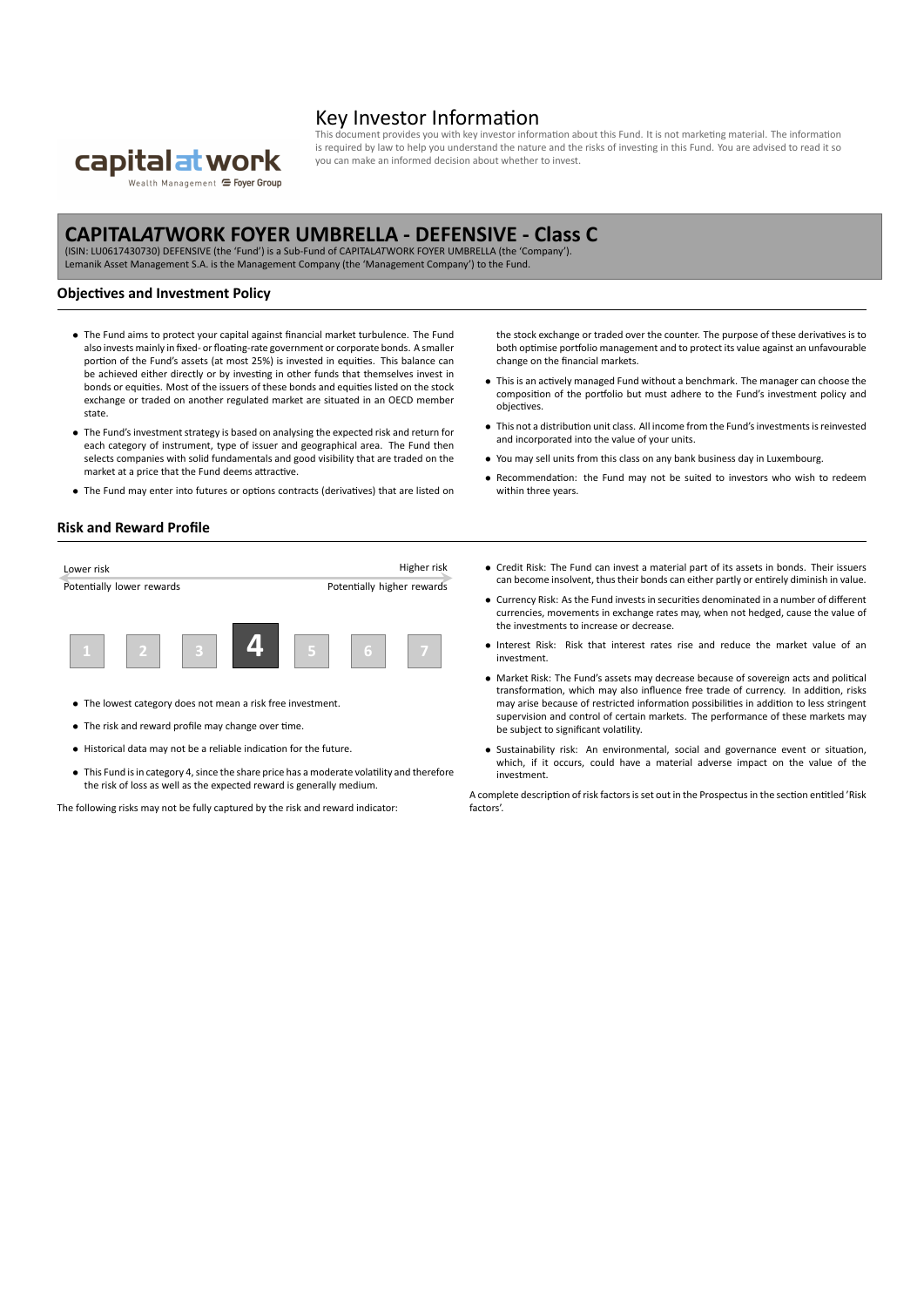# Key Investor Information

This document provides you with key investor information about this Fund. It is not marketing material. The information is required by law to help you understand the nature and the risks of investing in this Fund. You are advised to read it so you can make an informed decision about whether to invest.

## CAPITAL*AT*WORK FOYER UMBRELLA - DEFENSIVE - Class C

(ISIN: LU0617430730) DEFENSIVE (the 'Fund') is a Sub-Fund of CAPITAL*AT*WORK FOYER UMBRELLA (the 'Company').
Lemanik Asset Management S.A. is the Management Company (the 'Management Company') to the Fund.

### Objectives and Investment Policy

- The Fund aims to protect your capital against financial market turbulence. The Fund also invests mainly in fixed- or floating-rate government or corporate bonds. A smaller portion of the Fund's assets (at most 25%) is invested in equities. This balance can be achieved either directly or by investing in other funds that themselves invest in bonds or equities. Most of the issuers of these bonds and equities listed on the stock exchange or traded on another regulated market are situated in an OECD member state.
- The Fund's investment strategy is based on analysing the expected risk and return for each category of instrument, type of issuer and geographical area. The Fund then selects companies with solid fundamentals and good visibility that are traded on the market at a price that the Fund deems attractive.
- The Fund may enter into futures or options contracts (derivatives) that are listed on the stock exchange or traded over the counter. The purpose of these derivatives is to both optimise portfolio management and to protect its value against an unfavourable change on the financial markets.
- This is an actively managed Fund without a benchmark. The manager can choose the composition of the portfolio but must adhere to the Fund's investment policy and objectives.
- This not a distribution unit class. All income from the Fund's investments is reinvested and incorporated into the value of your units.
- You may sell units from this class on any bank business day in Luxembourg.
- Recommendation: the Fund may not be suited to investors who wish to redeem within three years.

### Risk and Reward Profile

| Lower risk | | | | | | Higher risk |
|---|---|---|---|---|---|---|
| Potentially lower rewards | | | | | | Potentially higher rewards |
| 1 | 2 | 3 | **4** | 5 | 6 | 7 |

- The lowest category does not mean a risk free investment.
- The risk and reward profile may change over time.
- Historical data may not be a reliable indication for the future.
- This Fund is in category 4, since the share price has a moderate volatility and therefore the risk of loss as well as the expected reward is generally medium.

The following risks may not be fully captured by the risk and reward indicator:

- Credit Risk: The Fund can invest a material part of its assets in bonds. Their issuers can become insolvent, thus their bonds can either partly or entirely diminish in value.
- Currency Risk: As the Fund invests in securities denominated in a number of different currencies, movements in exchange rates may, when not hedged, cause the value of the investments to increase or decrease.
- Interest Risk: Risk that interest rates rise and reduce the market value of an investment.
- Market Risk: The Fund's assets may decrease because of sovereign acts and political transformation, which may also influence free trade of currency. In addition, risks may arise because of restricted information possibilities in addition to less stringent supervision and control of certain markets. The performance of these markets may be subject to significant volatility.
- Sustainability risk: An environmental, social and governance event or situation, which, if it occurs, could have a material adverse impact on the value of the investment.

A complete description of risk factors is set out in the Prospectus in the section entitled 'Risk factors'.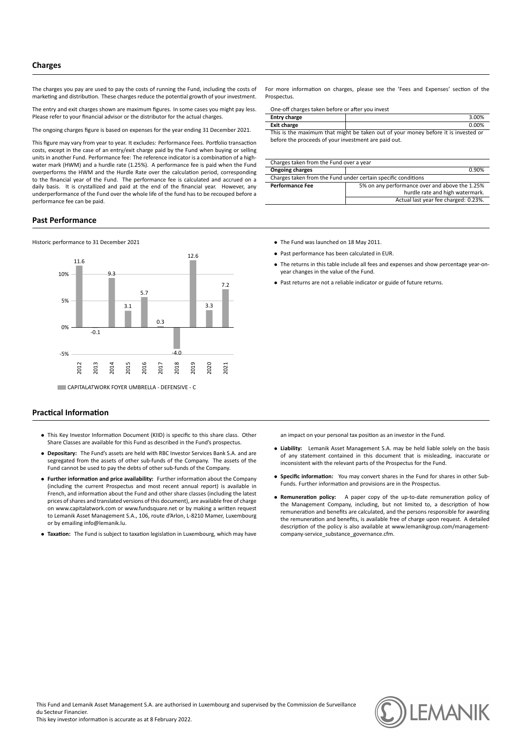## Charges

The charges you pay are used to pay the costs of running the Fund, including the costs of marketing and distribution. These charges reduce the potential growth of your investment.

The entry and exit charges shown are maximum figures. In some cases you might pay less. Please refer to your financial advisor or the distributor for the actual charges.

The ongoing charges figure is based on expenses for the year ending 31 December 2021.

This figure may vary from year to year. It excludes: Performance Fees. Portfolio transaction costs, except in the case of an entry/exit charge paid by the Fund when buying or selling units in another Fund. Performance fee: The reference indicator is a combination of a high-water mark (HWM) and a hurdle rate (1.25%). A performance fee is paid when the Fund overperforms the HWM and the Hurdle Rate over the calculation period, corresponding to the financial year of the Fund. The performance fee is calculated and accrued on a daily basis. It is crystallized and paid at the end of the financial year. However, any underperformance of the Fund over the whole life of the fund has to be recouped before a performance fee can be paid.

For more information on charges, please see the 'Fees and Expenses' section of the Prospectus.

One-off charges taken before or after you invest

| | |
|---|---|
| **Entry charge** | 3.00% |
| **Exit charge** | 0.00% |

This is the maximum that might be taken out of your money before it is invested or before the proceeds of your investment are paid out.

Charges taken from the Fund over a year

| | |
|---|---|
| **Ongoing charges** | 0.90% |

Charges taken from the Fund under certain specific conditions

| | |
|---|---|
| **Performance Fee** | 5% on any performance over and above the 1.25% hurdle rate and high watermark. |
| | Actual last year fee charged: 0.23%. |

## Past Performance

Historic performance to 31 December 2021

11.6
-0.1
9.3
3.1
5.7
0.3
-4.0
12.6
3.3
7.2

10%
5%
0%
-5%

2012 2013 2014 2015 2016 2017 2018 2019 2020 2021

CAPITALATWORK FOYER UMBRELLA - DEFENSIVE - C

- The Fund was launched on 18 May 2011.
- Past performance has been calculated in EUR.
- The returns in this table include all fees and expenses and show percentage year-on-year changes in the value of the Fund.
- Past returns are not a reliable indicator or guide of future returns.

## Practical Information

- This Key Investor Information Document (KIID) is specific to this share class. Other Share Classes are available for this Fund as described in the Fund's prospectus.
- **Depositary:** The Fund's assets are held with RBC Investor Services Bank S.A. and are segregated from the assets of other sub-funds of the Company. The assets of the Fund cannot be used to pay the debts of other sub-funds of the Company.
- **Further information and price availability:** Further information about the Company (including the current Prospectus and most recent annual report) is available in French, and information about the Fund and other share classes (including the latest prices of shares and translated versions of this document), are available free of charge on www.capitalatwork.com or www.fundsquare.net or by making a written request to Lemanik Asset Management S.A., 106, route d'Arlon, L-8210 Mamer, Luxembourg or by emailing info@lemanik.lu.
- **Taxation:** The Fund is subject to taxation legislation in Luxembourg, which may have an impact on your personal tax position as an investor in the Fund.
- **Liability:** Lemanik Asset Management S.A. may be held liable solely on the basis of any statement contained in this document that is misleading, inaccurate or inconsistent with the relevant parts of the Prospectus for the Fund.
- **Specific information:** You may convert shares in the Fund for shares in other Sub-Funds. Further information and provisions are in the Prospectus.
- **Remuneration policy:** A paper copy of the up-to-date remuneration policy of the Management Company, including, but not limited to, a description of how remuneration and benefits are calculated, and the persons responsible for awarding the remuneration and benefits, is available free of charge upon request. A detailed description of the policy is also available at www.lemanikgroup.com/management-company-service_substance_governance.cfm.

This Fund and Lemanik Asset Management S.A. are authorised in Luxembourg and supervised by the Commission de Surveillance du Secteur Financier.
This key investor information is accurate as at 8 February 2022.

LEMANIK